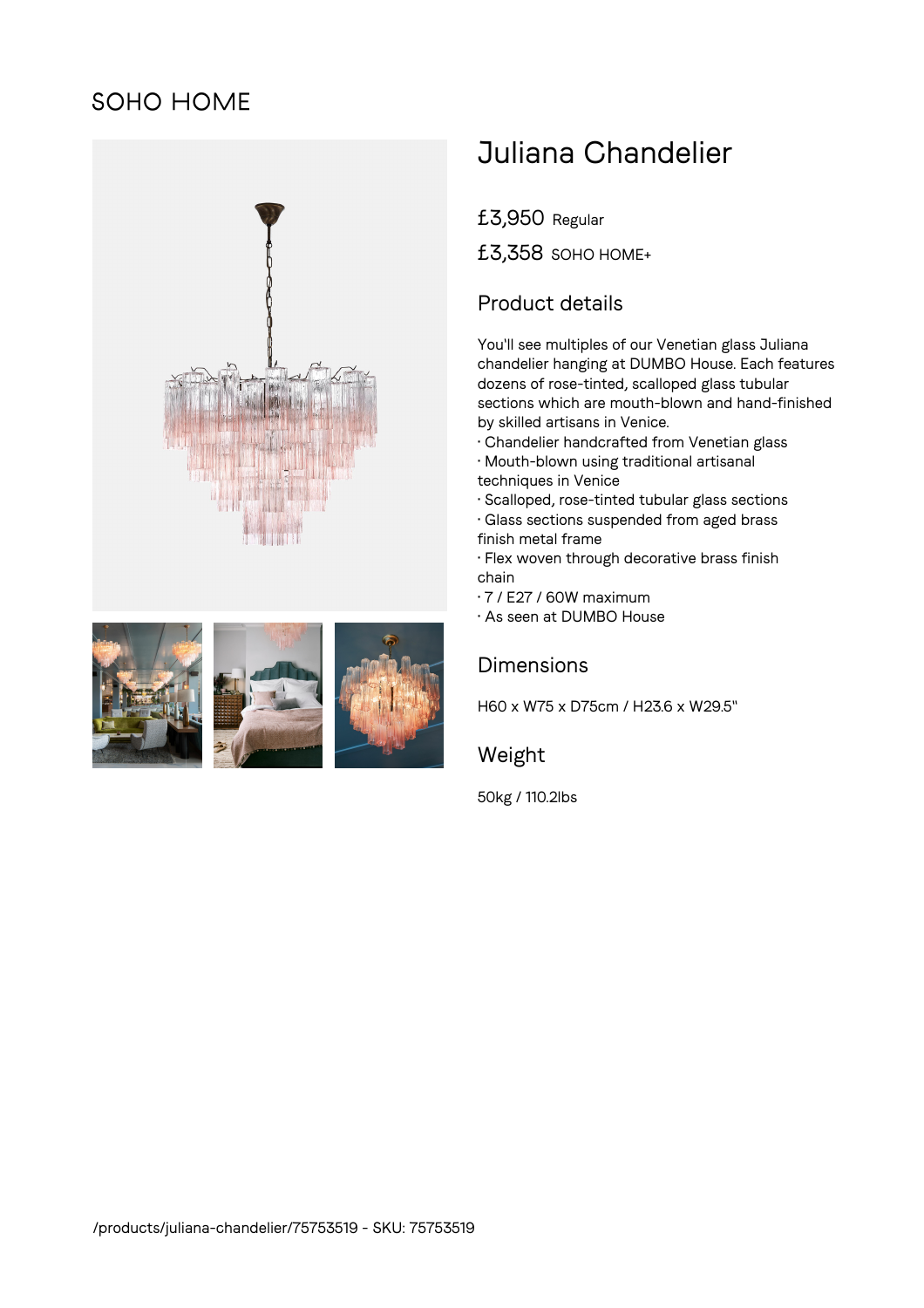SOHO HOME

# Juliana Chandelier

£3,950 Regular

£3,358 SOHO HOME+

## Product details

You'll see multiples of our Venetian glass Juliana chandelier hanging at DUMBO House. Each features dozens of rose-tinted, scalloped glass tubular sections which are mouth-blown and hand-finished by skilled artisans in Venice.

· Chandelier handcrafted from Venetian glass
· Mouth-blown using traditional artisanal techniques in Venice
· Scalloped, rose-tinted tubular glass sections
· Glass sections suspended from aged brass finish metal frame
· Flex woven through decorative brass finish chain
· 7 / E27 / 60W maximum
· As seen at DUMBO House

## Dimensions

H60 x W75 x D75cm / H23.6 x W29.5"

## Weight

50kg / 110.2lbs

/products/juliana-chandelier/75753519 - SKU: 75753519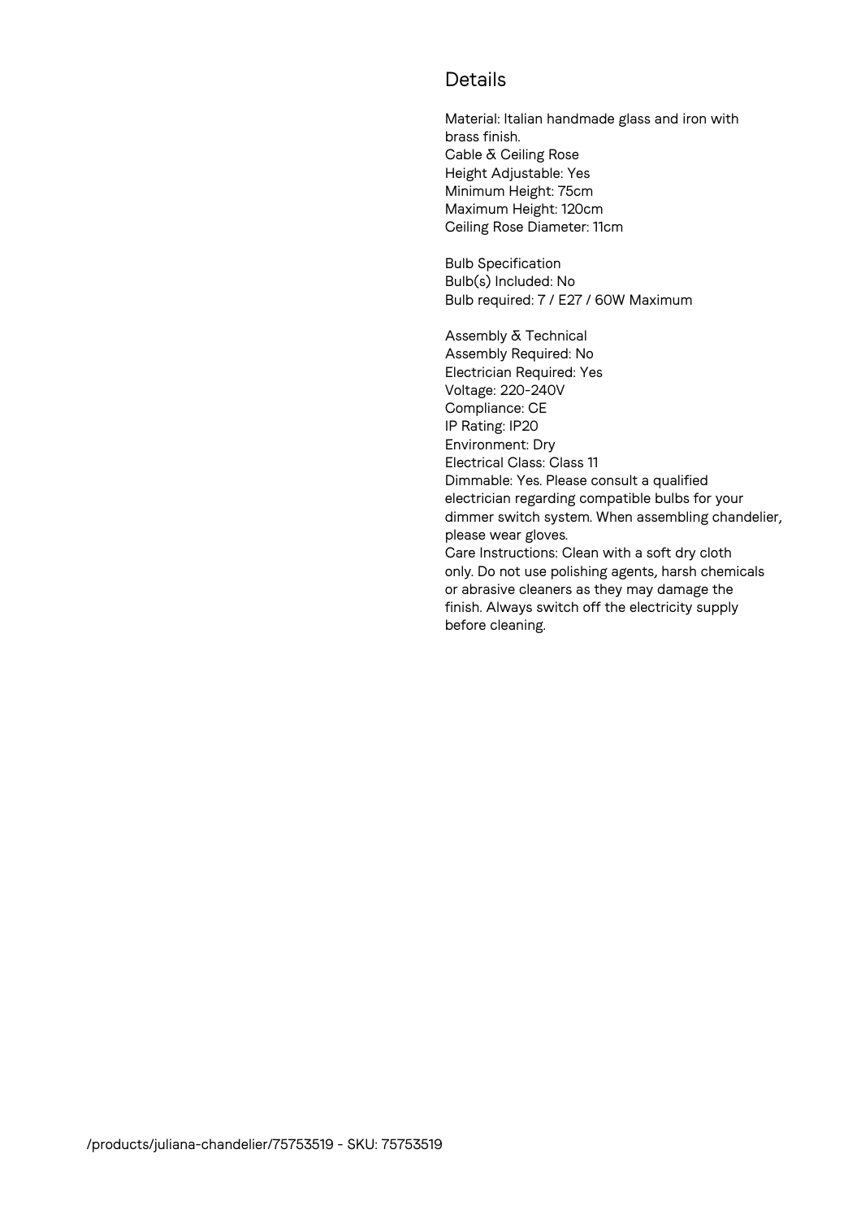## Details

Material: Italian handmade glass and iron with brass finish.
Cable & Ceiling Rose
Height Adjustable: Yes
Minimum Height: 75cm
Maximum Height: 120cm
Ceiling Rose Diameter: 11cm

Bulb Specification
Bulb(s) Included: No
Bulb required: 7 / E27 / 60W Maximum

Assembly & Technical
Assembly Required: No
Electrician Required: Yes
Voltage: 220-240V
Compliance: CE
IP Rating: IP20
Environment: Dry
Electrical Class: Class 11
Dimmable: Yes. Please consult a qualified electrician regarding compatible bulbs for your dimmer switch system. When assembling chandelier, please wear gloves.
Care Instructions: Clean with a soft dry cloth only. Do not use polishing agents, harsh chemicals or abrasive cleaners as they may damage the finish. Always switch off the electricity supply before cleaning.

/products/juliana-chandelier/75753519 - SKU: 75753519